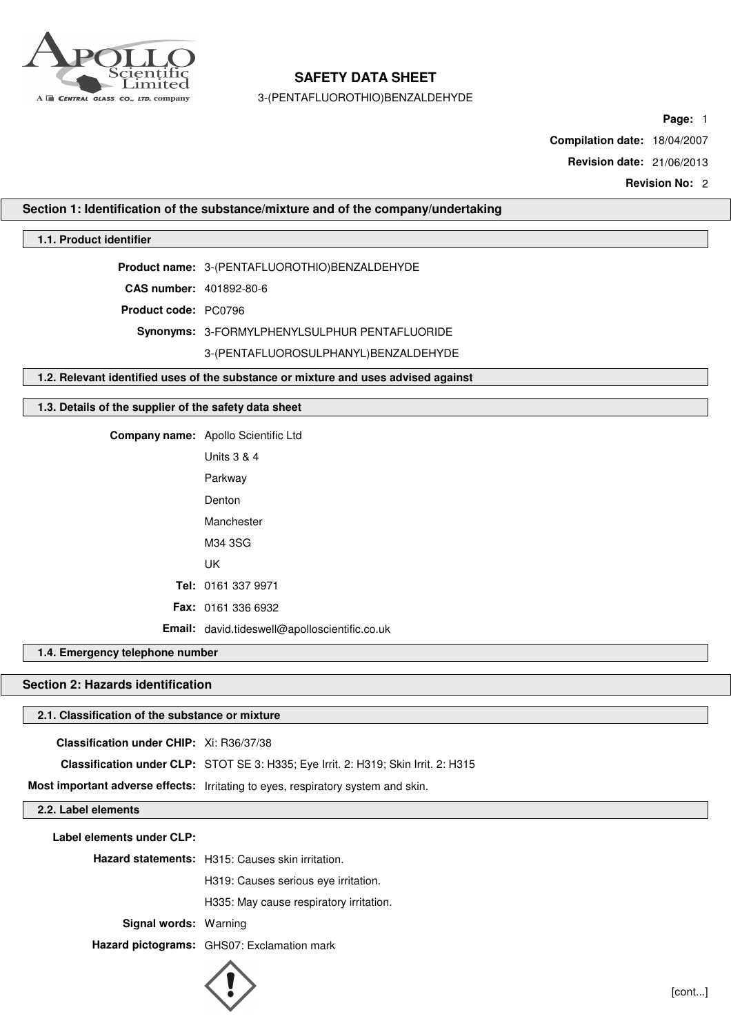# SAFETY DATA SHEET

3-(PENTAFLUOROTHIO)BENZALDEHYDE

**Compilation date:** 18/04/2007

**Revision date:** 21/06/2013

**Revision No:** 2

## Section 1: Identification of the substance/mixture and of the company/undertaking

### 1.1. Product identifier

**Product name:** 3-(PENTAFLUOROTHIO)BENZALDEHYDE

**CAS number:** 401892-80-6

**Product code:** PC0796

**Synonyms:** 3-FORMYLPHENYLSULPHUR PENTAFLUORIDE
3-(PENTAFLUOROSULPHANYL)BENZALDEHYDE

### 1.2. Relevant identified uses of the substance or mixture and uses advised against

### 1.3. Details of the supplier of the safety data sheet

**Company name:** Apollo Scientific Ltd
Units 3 & 4
Parkway
Denton
Manchester
M34 3SG
UK

**Tel:** 0161 337 9971

**Fax:** 0161 336 6932

**Email:** david.tideswell@apolloscientific.co.uk

### 1.4. Emergency telephone number

## Section 2: Hazards identification

### 2.1. Classification of the substance or mixture

**Classification under CHIP:** Xi: R36/37/38

**Classification under CLP:** STOT SE 3: H335; Eye Irrit. 2: H319; Skin Irrit. 2: H315

**Most important adverse effects:** Irritating to eyes, respiratory system and skin.

### 2.2. Label elements

**Label elements under CLP:**

**Hazard statements:** H315: Causes skin irritation.
H319: Causes serious eye irritation.
H335: May cause respiratory irritation.

**Signal words:** Warning

**Hazard pictograms:** GHS07: Exclamation mark

[cont...]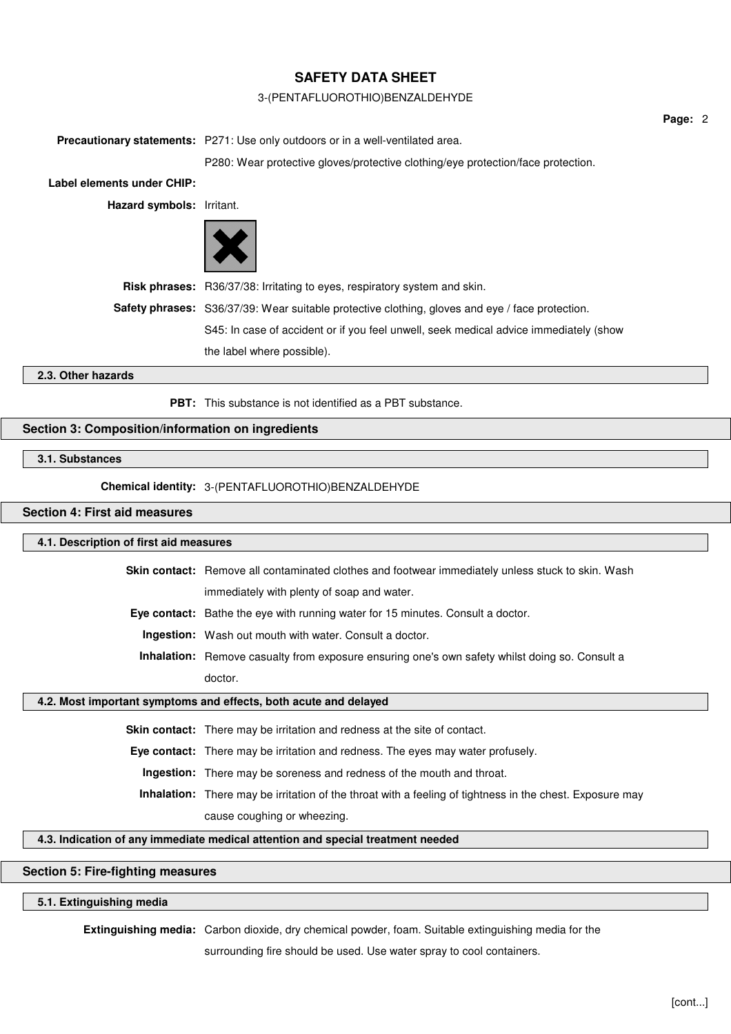**Precautionary statements:** P271: Use only outdoors or in a well-ventilated area.

P280: Wear protective gloves/protective clothing/eye protection/face protection.

**Label elements under CHIP:**

**Hazard symbols:** Irritant.

**Risk phrases:** R36/37/38: Irritating to eyes, respiratory system and skin.

**Safety phrases:** S36/37/39: Wear suitable protective clothing, gloves and eye / face protection.

S45: In case of accident or if you feel unwell, seek medical advice immediately (show the label where possible).

### 2.3. Other hazards

**PBT:** This substance is not identified as a PBT substance.

## Section 3: Composition/information on ingredients

### 3.1. Substances

**Chemical identity:** 3-(PENTAFLUOROTHIO)BENZALDEHYDE

## Section 4: First aid measures

### 4.1. Description of first aid measures

**Skin contact:** Remove all contaminated clothes and footwear immediately unless stuck to skin. Wash immediately with plenty of soap and water.

**Eye contact:** Bathe the eye with running water for 15 minutes. Consult a doctor.

**Ingestion:** Wash out mouth with water. Consult a doctor.

**Inhalation:** Remove casualty from exposure ensuring one's own safety whilst doing so. Consult a doctor.

### 4.2. Most important symptoms and effects, both acute and delayed

**Skin contact:** There may be irritation and redness at the site of contact.

**Eye contact:** There may be irritation and redness. The eyes may water profusely.

**Ingestion:** There may be soreness and redness of the mouth and throat.

**Inhalation:** There may be irritation of the throat with a feeling of tightness in the chest. Exposure may cause coughing or wheezing.

### 4.3. Indication of any immediate medical attention and special treatment needed

## Section 5: Fire-fighting measures

### 5.1. Extinguishing media

**Extinguishing media:** Carbon dioxide, dry chemical powder, foam. Suitable extinguishing media for the surrounding fire should be used. Use water spray to cool containers.

[cont...]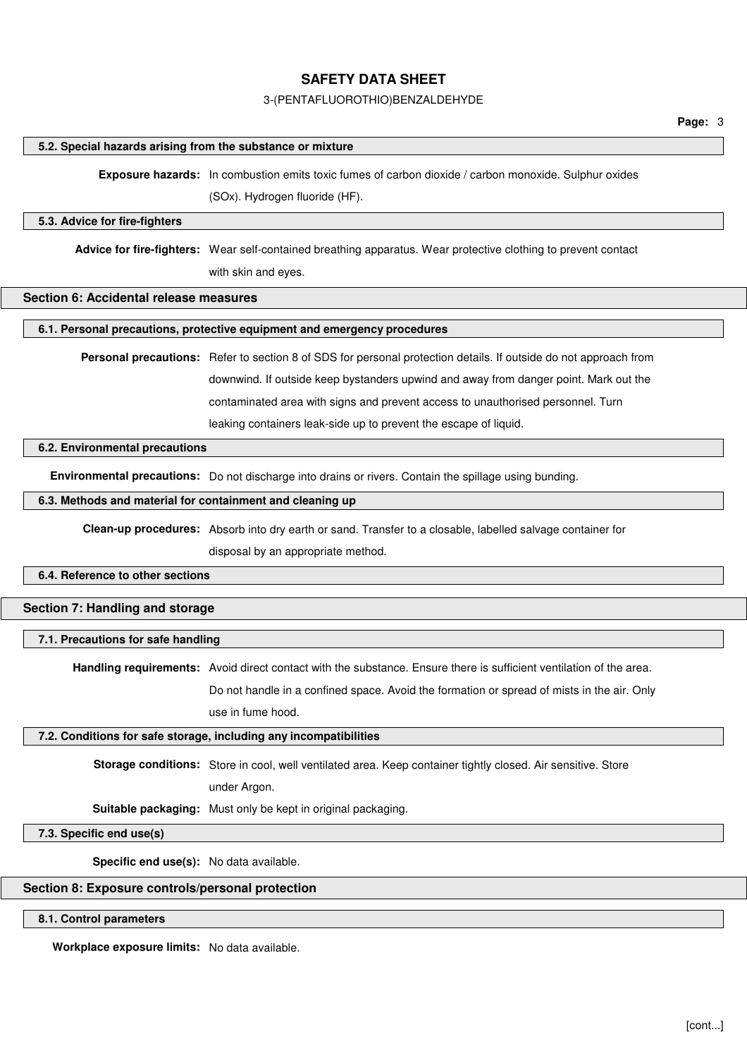### 5.2. Special hazards arising from the substance or mixture

**Exposure hazards:** In combustion emits toxic fumes of carbon dioxide / carbon monoxide. Sulphur oxides (SOx). Hydrogen fluoride (HF).

### 5.3. Advice for fire-fighters

**Advice for fire-fighters:** Wear self-contained breathing apparatus. Wear protective clothing to prevent contact with skin and eyes.

## Section 6: Accidental release measures

### 6.1. Personal precautions, protective equipment and emergency procedures

**Personal precautions:** Refer to section 8 of SDS for personal protection details. If outside do not approach from downwind. If outside keep bystanders upwind and away from danger point. Mark out the contaminated area with signs and prevent access to unauthorised personnel. Turn leaking containers leak-side up to prevent the escape of liquid.

### 6.2. Environmental precautions

**Environmental precautions:** Do not discharge into drains or rivers. Contain the spillage using bunding.

### 6.3. Methods and material for containment and cleaning up

**Clean-up procedures:** Absorb into dry earth or sand. Transfer to a closable, labelled salvage container for disposal by an appropriate method.

### 6.4. Reference to other sections

## Section 7: Handling and storage

### 7.1. Precautions for safe handling

**Handling requirements:** Avoid direct contact with the substance. Ensure there is sufficient ventilation of the area. Do not handle in a confined space. Avoid the formation or spread of mists in the air. Only use in fume hood.

### 7.2. Conditions for safe storage, including any incompatibilities

**Storage conditions:** Store in cool, well ventilated area. Keep container tightly closed. Air sensitive. Store under Argon.

**Suitable packaging:** Must only be kept in original packaging.

### 7.3. Specific end use(s)

**Specific end use(s):** No data available.

## Section 8: Exposure controls/personal protection

### 8.1. Control parameters

**Workplace exposure limits:** No data available.

[cont...]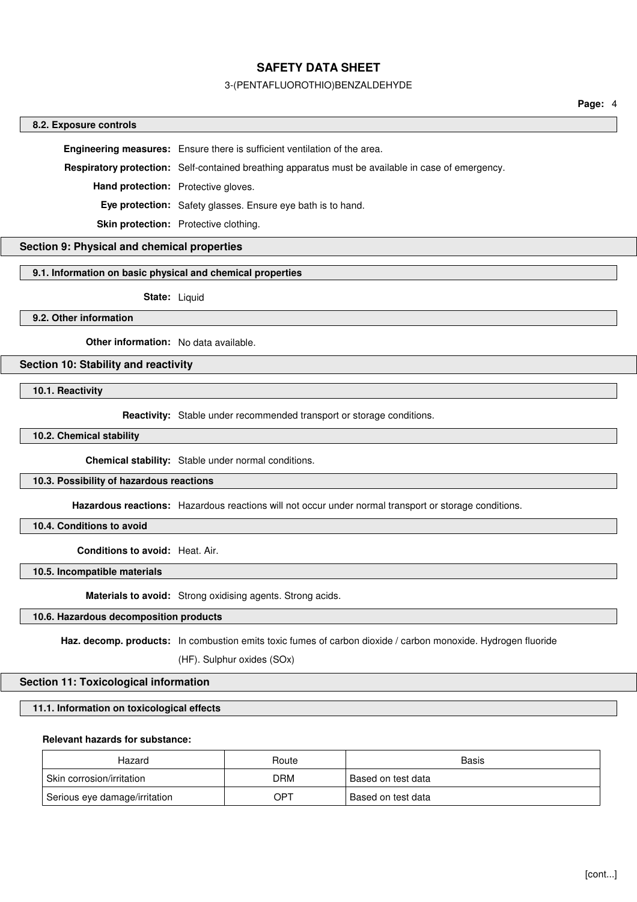### 8.2. Exposure controls

**Engineering measures:** Ensure there is sufficient ventilation of the area.

**Respiratory protection:** Self-contained breathing apparatus must be available in case of emergency.

**Hand protection:** Protective gloves.

**Eye protection:** Safety glasses. Ensure eye bath is to hand.

**Skin protection:** Protective clothing.

## Section 9: Physical and chemical properties

### 9.1. Information on basic physical and chemical properties

**State:** Liquid

### 9.2. Other information

**Other information:** No data available.

## Section 10: Stability and reactivity

### 10.1. Reactivity

**Reactivity:** Stable under recommended transport or storage conditions.

### 10.2. Chemical stability

**Chemical stability:** Stable under normal conditions.

### 10.3. Possibility of hazardous reactions

**Hazardous reactions:** Hazardous reactions will not occur under normal transport or storage conditions.

### 10.4. Conditions to avoid

**Conditions to avoid:** Heat. Air.

### 10.5. Incompatible materials

**Materials to avoid:** Strong oxidising agents. Strong acids.

### 10.6. Hazardous decomposition products

**Haz. decomp. products:** In combustion emits toxic fumes of carbon dioxide / carbon monoxide. Hydrogen fluoride (HF). Sulphur oxides (SOx)

## Section 11: Toxicological information

### 11.1. Information on toxicological effects

**Relevant hazards for substance:**

| Hazard | Route | Basis |
|---|---|---|
| Skin corrosion/irritation | DRM | Based on test data |
| Serious eye damage/irritation | OPT | Based on test data |

[cont...]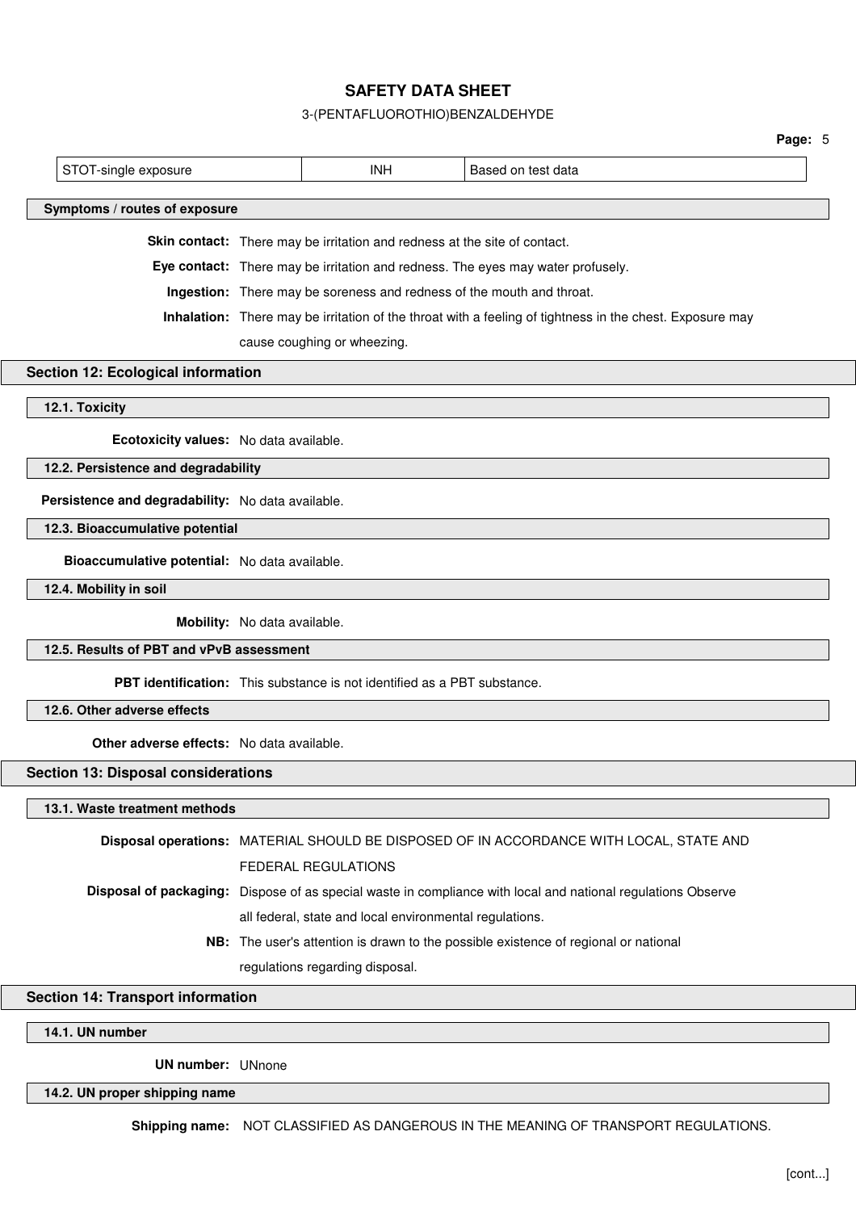| STOT-single exposure | INH | Based on test data |
|---|---|---|

### Symptoms / routes of exposure

**Skin contact:** There may be irritation and redness at the site of contact.

**Eye contact:** There may be irritation and redness. The eyes may water profusely.

**Ingestion:** There may be soreness and redness of the mouth and throat.

**Inhalation:** There may be irritation of the throat with a feeling of tightness in the chest. Exposure may cause coughing or wheezing.

## Section 12: Ecological information

### 12.1. Toxicity

**Ecotoxicity values:** No data available.

### 12.2. Persistence and degradability

**Persistence and degradability:** No data available.

### 12.3. Bioaccumulative potential

**Bioaccumulative potential:** No data available.

### 12.4. Mobility in soil

**Mobility:** No data available.

### 12.5. Results of PBT and vPvB assessment

**PBT identification:** This substance is not identified as a PBT substance.

### 12.6. Other adverse effects

**Other adverse effects:** No data available.

## Section 13: Disposal considerations

### 13.1. Waste treatment methods

**Disposal operations:** MATERIAL SHOULD BE DISPOSED OF IN ACCORDANCE WITH LOCAL, STATE AND FEDERAL REGULATIONS

**Disposal of packaging:** Dispose of as special waste in compliance with local and national regulations Observe all federal, state and local environmental regulations.

**NB:** The user's attention is drawn to the possible existence of regional or national regulations regarding disposal.

## Section 14: Transport information

### 14.1. UN number

**UN number:** UNnone

### 14.2. UN proper shipping name

**Shipping name:** NOT CLASSIFIED AS DANGEROUS IN THE MEANING OF TRANSPORT REGULATIONS.

[cont...]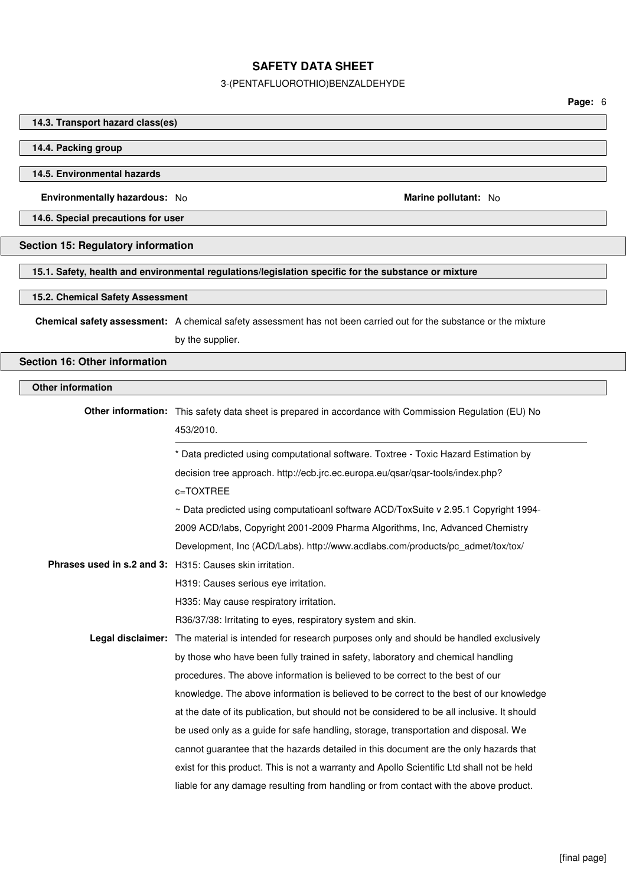#### 14.3. Transport hazard class(es)

#### 14.4. Packing group

#### 14.5. Environmental hazards

**Environmentally hazardous:** No

**Marine pollutant:** No

#### 14.6. Special precautions for user

## Section 15: Regulatory information

#### 15.1. Safety, health and environmental regulations/legislation specific for the substance or mixture

#### 15.2. Chemical Safety Assessment

**Chemical safety assessment:** A chemical safety assessment has not been carried out for the substance or the mixture by the supplier.

## Section 16: Other information

#### Other information

**Other information:** This safety data sheet is prepared in accordance with Commission Regulation (EU) No 453/2010.

---

* Data predicted using computational software. Toxtree - Toxic Hazard Estimation by decision tree approach. http://ecb.jrc.ec.europa.eu/qsar/qsar-tools/index.php?c=TOXTREE

~ Data predicted using computatioanl software ACD/ToxSuite v 2.95.1 Copyright 1994-2009 ACD/labs, Copyright 2001-2009 Pharma Algorithms, Inc, Advanced Chemistry Development, Inc (ACD/Labs). http://www.acdlabs.com/products/pc_admet/tox/tox/

**Phrases used in s.2 and 3:** H315: Causes skin irritation.

H319: Causes serious eye irritation.

H335: May cause respiratory irritation.

R36/37/38: Irritating to eyes, respiratory system and skin.

**Legal disclaimer:** The material is intended for research purposes only and should be handled exclusively by those who have been fully trained in safety, laboratory and chemical handling procedures. The above information is believed to be correct to the best of our knowledge. The above information is believed to be correct to the best of our knowledge at the date of its publication, but should not be considered to be all inclusive. It should be used only as a guide for safe handling, storage, transportation and disposal. We cannot guarantee that the hazards detailed in this document are the only hazards that exist for this product. This is not a warranty and Apollo Scientific Ltd shall not be held liable for any damage resulting from handling or from contact with the above product.

[final page]